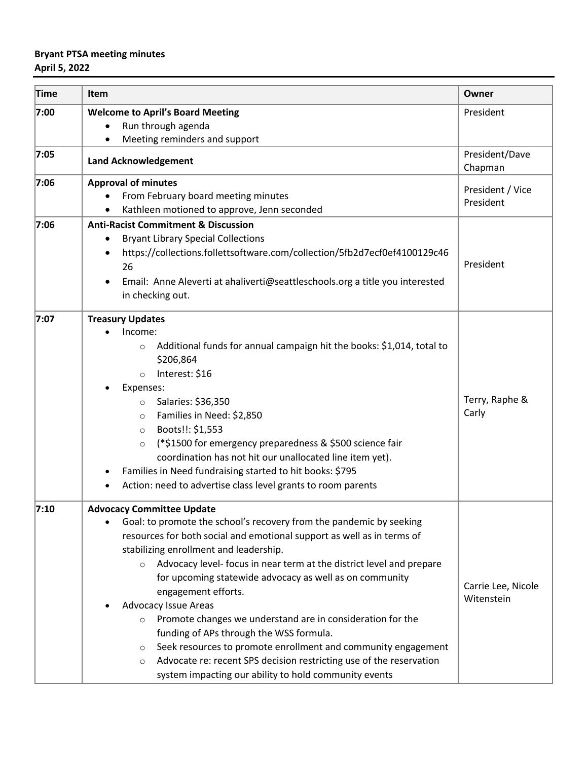**Bryant PTSA meeting minutes**
**April 5, 2022**

| Time | Item | Owner |
|---|---|---|
| 7:00 | **Welcome to April's Board Meeting**<br>• Run through agenda<br>• Meeting reminders and support | President |
| 7:05 | **Land Acknowledgement** | President/Dave Chapman |
| 7:06 | **Approval of minutes**<br>• From February board meeting minutes<br>• Kathleen motioned to approve, Jenn seconded | President / Vice President |
| 7:06 | **Anti-Racist Commitment & Discussion**<br>• Bryant Library Special Collections<br>• https://collections.follettsoftware.com/collection/5fb2d7ecf0ef4100129c4626<br>• Email: Anne Aleverti at ahaliverti@seattleschools.org a title you interested in checking out. | President |
| 7:07 | **Treasury Updates**<br>• Income:<br>  ○ Additional funds for annual campaign hit the books: $1,014, total to $206,864<br>  ○ Interest: $16<br>• Expenses:<br>  ○ Salaries: $36,350<br>  ○ Families in Need: $2,850<br>  ○ Boots!!: $1,553<br>  ○ (*$1500 for emergency preparedness & $500 science fair coordination has not hit our unallocated line item yet).<br>• Families in Need fundraising started to hit books: $795<br>• Action: need to advertise class level grants to room parents | Terry, Raphe & Carly |
| 7:10 | **Advocacy Committee Update**<br>• Goal: to promote the school's recovery from the pandemic by seeking resources for both social and emotional support as well as in terms of stabilizing enrollment and leadership.<br>  ○ Advocacy level- focus in near term at the district level and prepare for upcoming statewide advocacy as well as on community engagement efforts.<br>• Advocacy Issue Areas<br>  ○ Promote changes we understand are in consideration for the funding of APs through the WSS formula.<br>  ○ Seek resources to promote enrollment and community engagement<br>  ○ Advocate re: recent SPS decision restricting use of the reservation system impacting our ability to hold community events | Carrie Lee, Nicole Witenstein |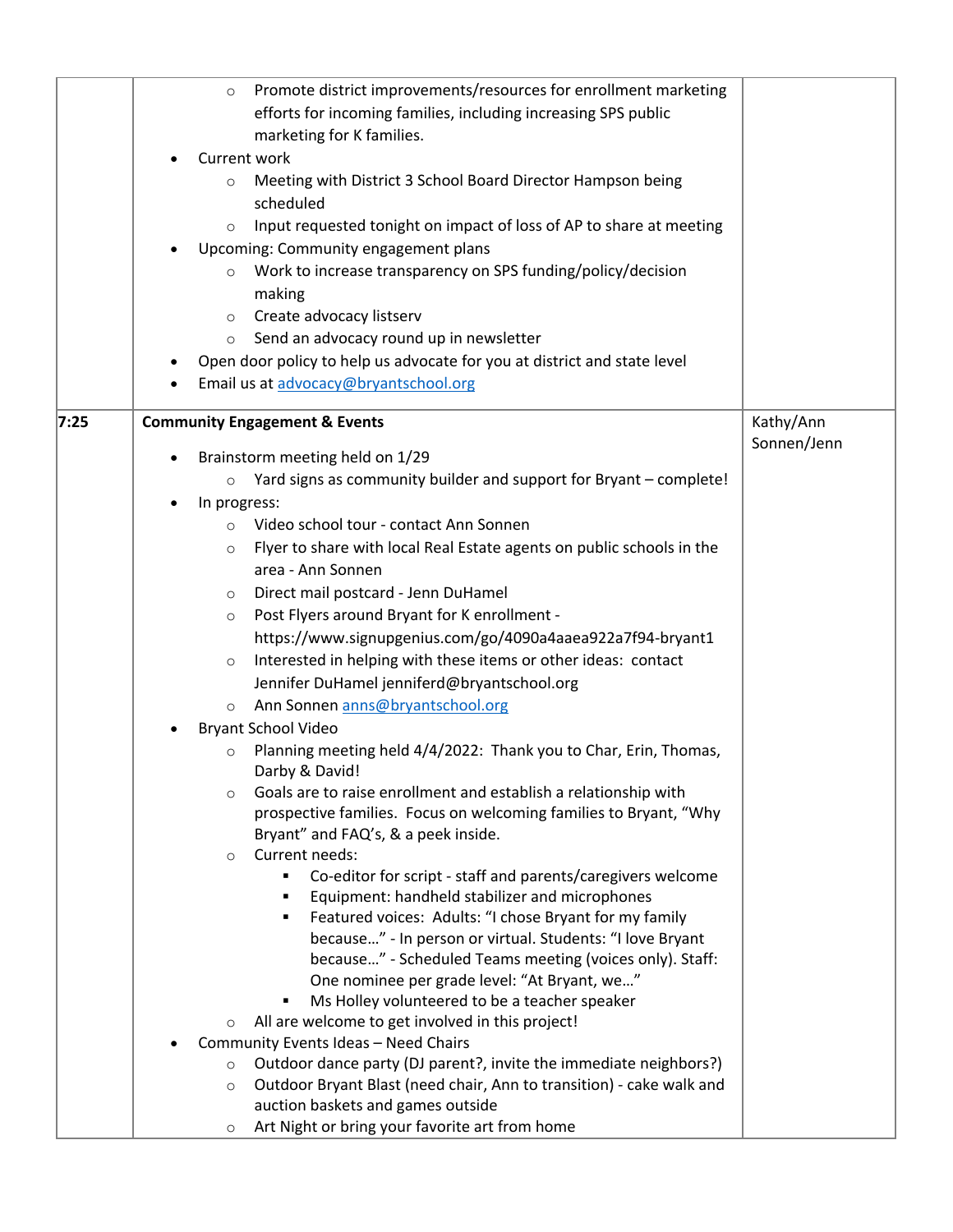| | | |
|---|---|---|
| | ◦ Promote district improvements/resources for enrollment marketing efforts for incoming families, including increasing SPS public marketing for K families.<br>• Current work<br>◦ Meeting with District 3 School Board Director Hampson being scheduled<br>◦ Input requested tonight on impact of loss of AP to share at meeting<br>• Upcoming: Community engagement plans<br>◦ Work to increase transparency on SPS funding/policy/decision making<br>◦ Create advocacy listserv<br>◦ Send an advocacy round up in newsletter<br>• Open door policy to help us advocate for you at district and state level<br>• Email us at advocacy@bryantschool.org | |
| **7:25** | **Community Engagement & Events**<br>• Brainstorm meeting held on 1/29<br>◦ Yard signs as community builder and support for Bryant – complete!<br>• In progress:<br>◦ Video school tour - contact Ann Sonnen<br>◦ Flyer to share with local Real Estate agents on public schools in the area - Ann Sonnen<br>◦ Direct mail postcard - Jenn DuHamel<br>◦ Post Flyers around Bryant for K enrollment - https://www.signupgenius.com/go/4090a4aaea922a7f94-bryant1<br>◦ Interested in helping with these items or other ideas: contact Jennifer DuHamel jenniferd@bryantschool.org<br>◦ Ann Sonnen anns@bryantschool.org<br>• Bryant School Video<br>◦ Planning meeting held 4/4/2022: Thank you to Char, Erin, Thomas, Darby & David!<br>◦ Goals are to raise enrollment and establish a relationship with prospective families. Focus on welcoming families to Bryant, "Why Bryant" and FAQ's, & a peek inside.<br>◦ Current needs:<br>▪ Co-editor for script - staff and parents/caregivers welcome<br>▪ Equipment: handheld stabilizer and microphones<br>▪ Featured voices: Adults: "I chose Bryant for my family because…" - In person or virtual. Students: "I love Bryant because…" - Scheduled Teams meeting (voices only). Staff: One nominee per grade level: "At Bryant, we…"<br>▪ Ms Holley volunteered to be a teacher speaker<br>◦ All are welcome to get involved in this project!<br>• Community Events Ideas – Need Chairs<br>◦ Outdoor dance party (DJ parent?, invite the immediate neighbors?)<br>◦ Outdoor Bryant Blast (need chair, Ann to transition) - cake walk and auction baskets and games outside<br>◦ Art Night or bring your favorite art from home | Kathy/Ann Sonnen/Jenn |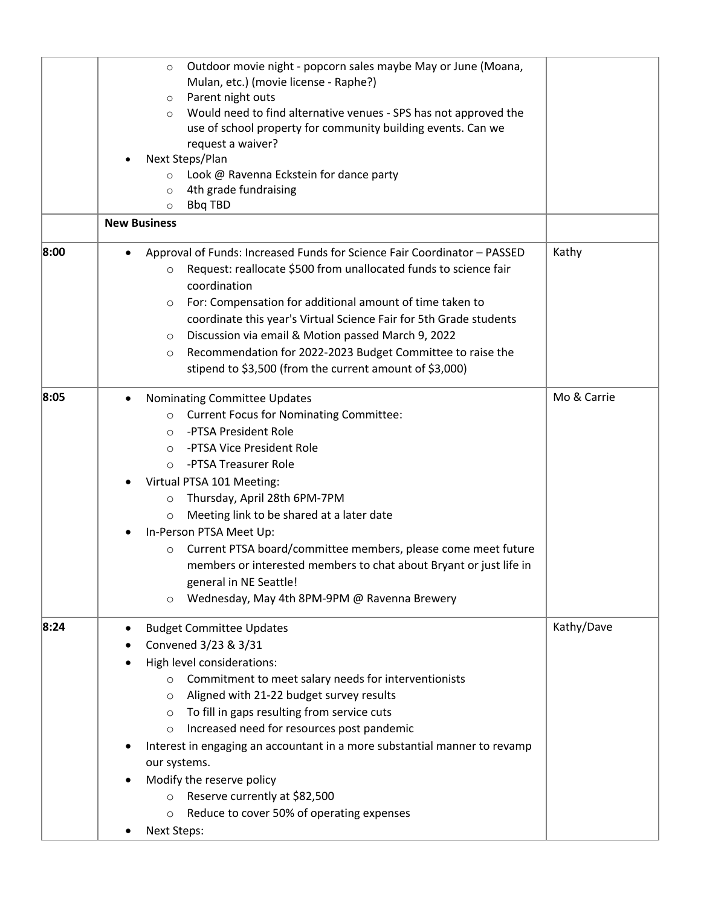| | | |
|---|---|---|
| | ◦ Outdoor movie night - popcorn sales maybe May or June (Moana, Mulan, etc.) (movie license - Raphe?)<br>◦ Parent night outs<br>◦ Would need to find alternative venues - SPS has not approved the use of school property for community building events. Can we request a waiver?<br>• Next Steps/Plan<br>◦ Look @ Ravenna Eckstein for dance party<br>◦ 4th grade fundraising<br>◦ Bbq TBD | |
| | **New Business** | |
| **8:00** | • Approval of Funds: Increased Funds for Science Fair Coordinator – PASSED<br>◦ Request: reallocate $500 from unallocated funds to science fair coordination<br>◦ For: Compensation for additional amount of time taken to coordinate this year's Virtual Science Fair for 5th Grade students<br>◦ Discussion via email & Motion passed March 9, 2022<br>◦ Recommendation for 2022-2023 Budget Committee to raise the stipend to $3,500 (from the current amount of $3,000) | Kathy |
| **8:05** | • Nominating Committee Updates<br>◦ Current Focus for Nominating Committee:<br>◦ -PTSA President Role<br>◦ -PTSA Vice President Role<br>◦ -PTSA Treasurer Role<br>• Virtual PTSA 101 Meeting:<br>◦ Thursday, April 28th 6PM-7PM<br>◦ Meeting link to be shared at a later date<br>• In-Person PTSA Meet Up:<br>◦ Current PTSA board/committee members, please come meet future members or interested members to chat about Bryant or just life in general in NE Seattle!<br>◦ Wednesday, May 4th 8PM-9PM @ Ravenna Brewery | Mo & Carrie |
| **8:24** | • Budget Committee Updates<br>• Convened 3/23 & 3/31<br>• High level considerations:<br>◦ Commitment to meet salary needs for interventionists<br>◦ Aligned with 21-22 budget survey results<br>◦ To fill in gaps resulting from service cuts<br>◦ Increased need for resources post pandemic<br>• Interest in engaging an accountant in a more substantial manner to revamp our systems.<br>• Modify the reserve policy<br>◦ Reserve currently at $82,500<br>◦ Reduce to cover 50% of operating expenses<br>• Next Steps: | Kathy/Dave |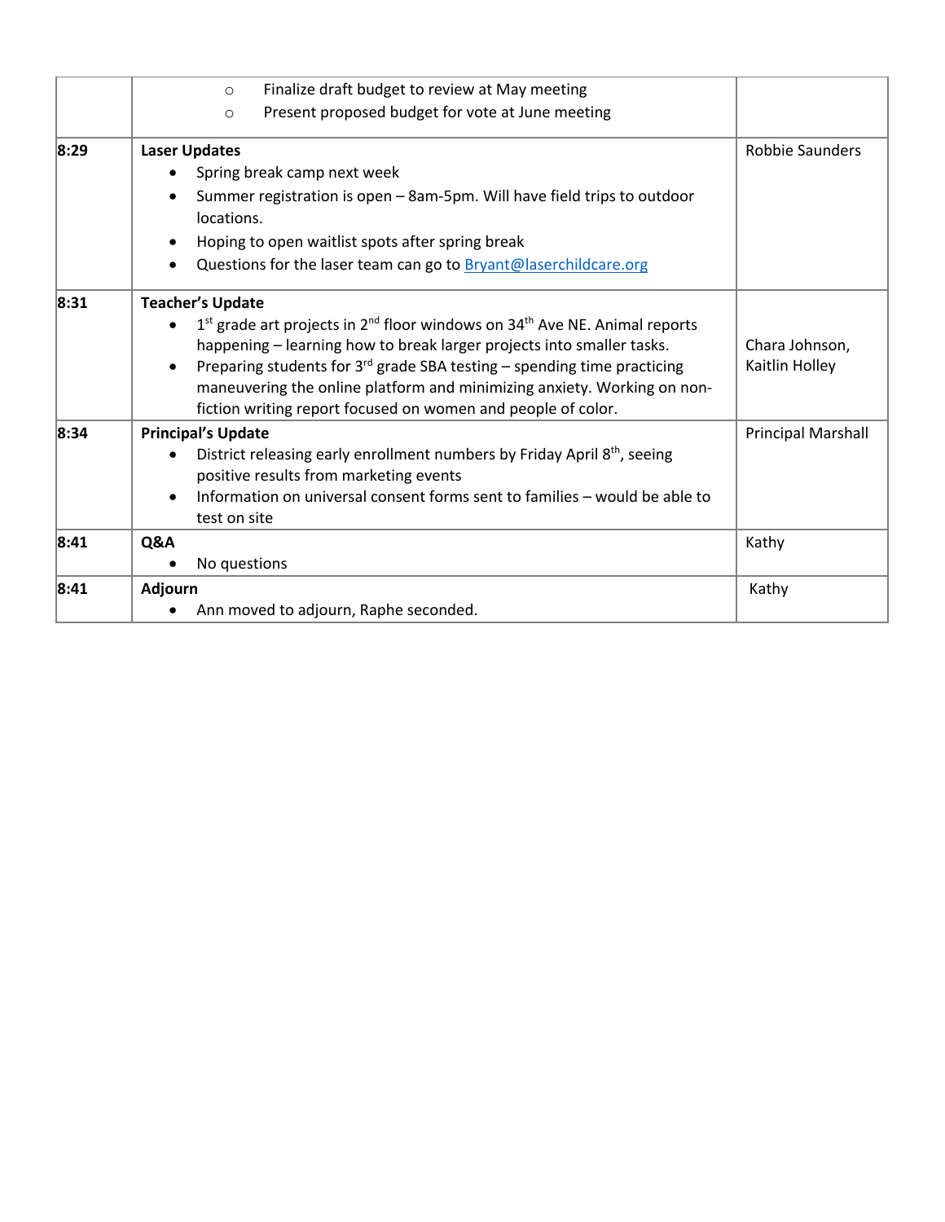| | | |
|---|---|---|
| | <ul><li>Finalize draft budget to review at May meeting</li><li>Present proposed budget for vote at June meeting</li></ul> | |
| **8:29** | **Laser Updates**<ul><li>Spring break camp next week</li><li>Summer registration is open – 8am-5pm. Will have field trips to outdoor locations.</li><li>Hoping to open waitlist spots after spring break</li><li>Questions for the laser team can go to [Bryant@laserchildcare.org](mailto:Bryant@laserchildcare.org)</li></ul> | Robbie Saunders |
| **8:31** | **Teacher's Update**<ul><li>1st grade art projects in 2nd floor windows on 34th Ave NE. Animal reports happening – learning how to break larger projects into smaller tasks.</li><li>Preparing students for 3rd grade SBA testing – spending time practicing maneuvering the online platform and minimizing anxiety. Working on non-fiction writing report focused on women and people of color.</li></ul> | Chara Johnson, Kaitlin Holley |
| **8:34** | **Principal's Update**<ul><li>District releasing early enrollment numbers by Friday April 8th, seeing positive results from marketing events</li><li>Information on universal consent forms sent to families – would be able to test on site</li></ul> | Principal Marshall |
| **8:41** | **Q&A**<ul><li>No questions</li></ul> | Kathy |
| **8:41** | **Adjourn**<ul><li>Ann moved to adjourn, Raphe seconded.</li></ul> | Kathy |